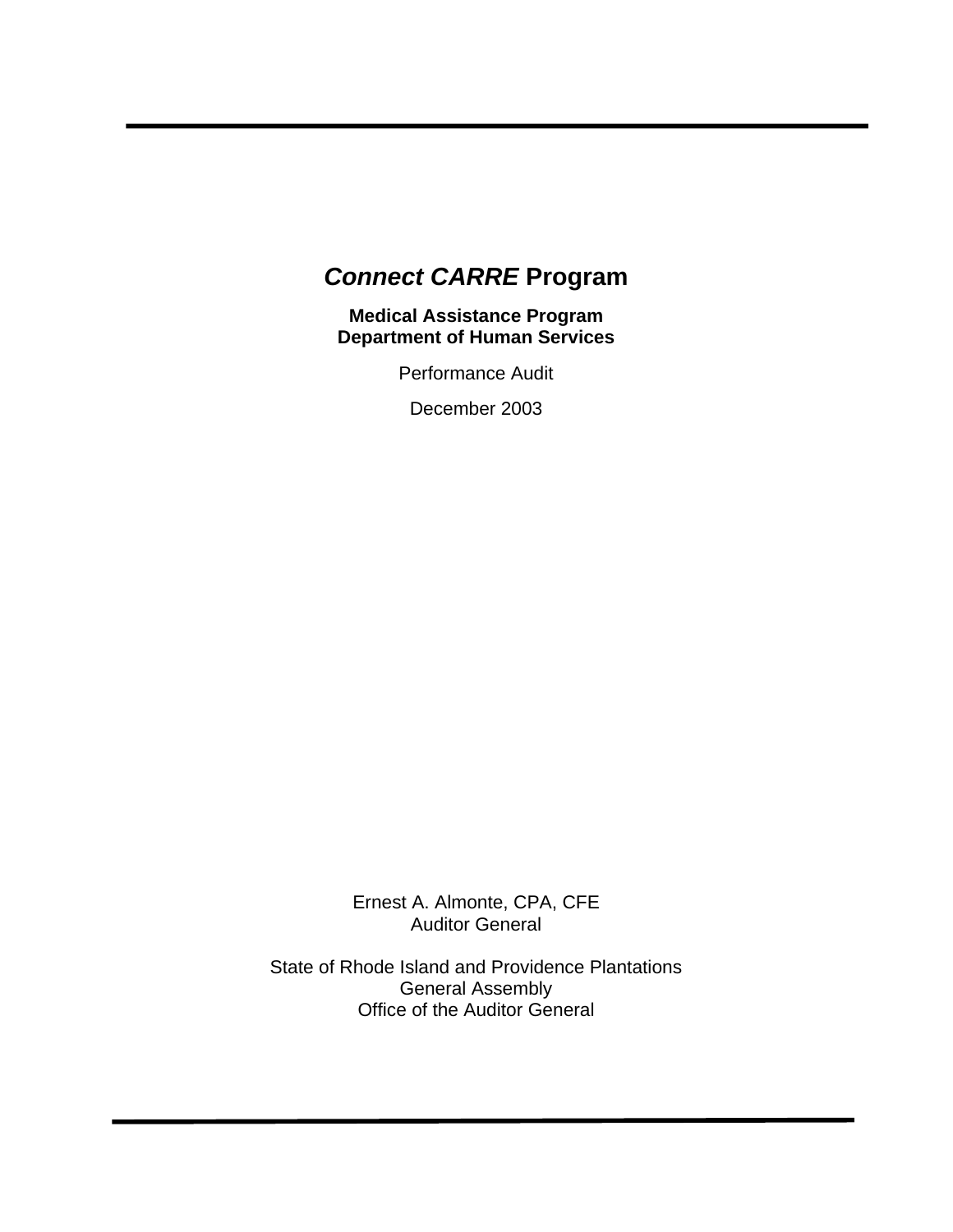# *Connect CARRE* Program

**Medical Assistance Program**
**Department of Human Services**

Performance Audit

December 2003

Ernest A. Almonte, CPA, CFE
Auditor General

State of Rhode Island and Providence Plantations
General Assembly
Office of the Auditor General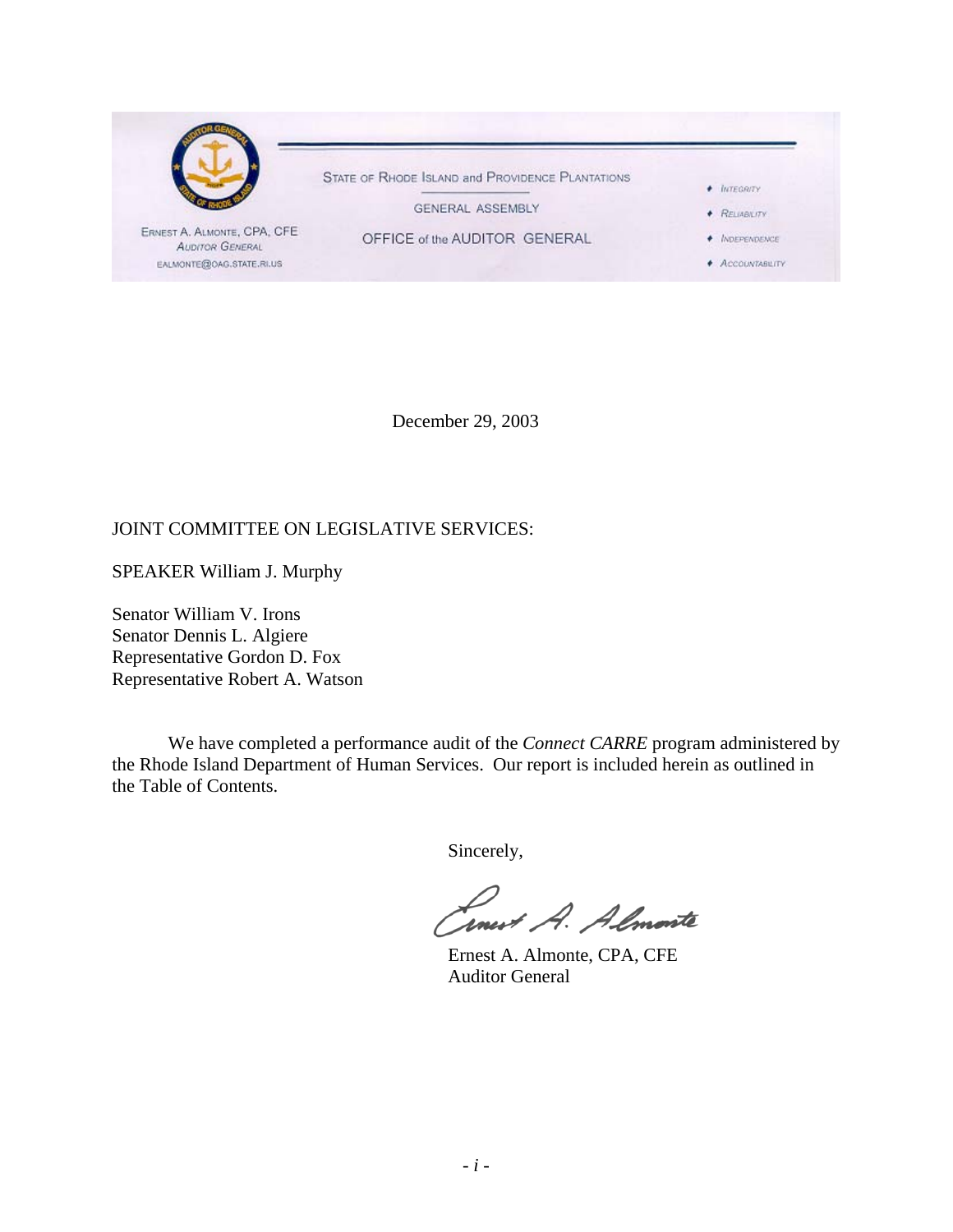STATE OF RHODE ISLAND and PROVIDENCE PLANTATIONS

GENERAL ASSEMBLY

OFFICE of the AUDITOR GENERAL

ERNEST A. ALMONTE, CPA, CFE
AUDITOR GENERAL
EALMONTE@OAG.STATE.RI.US

- INTEGRITY
- RELIABILITY
- INDEPENDENCE
- ACCOUNTABILITY

December 29, 2003

JOINT COMMITTEE ON LEGISLATIVE SERVICES:

SPEAKER William J. Murphy

Senator William V. Irons
Senator Dennis L. Algiere
Representative Gordon D. Fox
Representative Robert A. Watson

We have completed a performance audit of the *Connect CARRE* program administered by the Rhode Island Department of Human Services. Our report is included herein as outlined in the Table of Contents.

Sincerely,

Ernest A. Almonte, CPA, CFE
Auditor General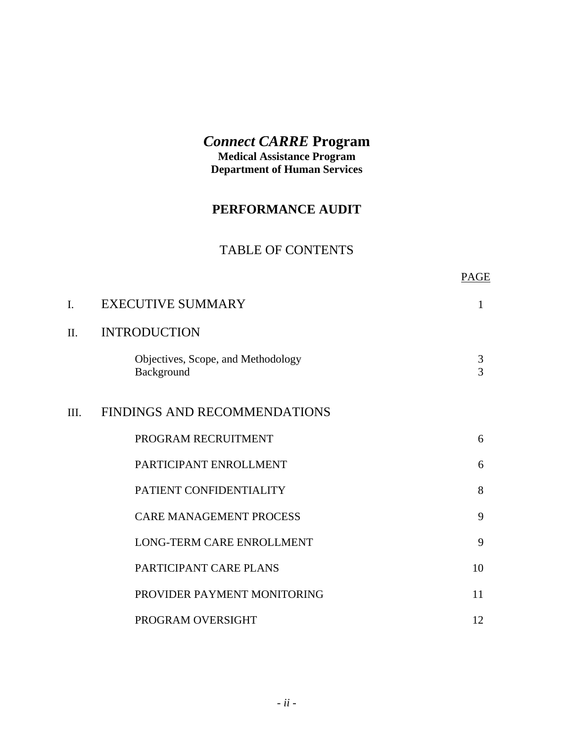# *Connect CARRE* Program

**Medical Assistance Program**
**Department of Human Services**

## PERFORMANCE AUDIT

### TABLE OF CONTENTS

| | | PAGE |
|---|---|---|
| I. | EXECUTIVE SUMMARY | 1 |
| II. | INTRODUCTION | |
| | Objectives, Scope, and Methodology | 3 |
| | Background | 3 |
| III. | FINDINGS AND RECOMMENDATIONS | |
| | PROGRAM RECRUITMENT | 6 |
| | PARTICIPANT ENROLLMENT | 6 |
| | PATIENT CONFIDENTIALITY | 8 |
| | CARE MANAGEMENT PROCESS | 9 |
| | LONG-TERM CARE ENROLLMENT | 9 |
| | PARTICIPANT CARE PLANS | 10 |
| | PROVIDER PAYMENT MONITORING | 11 |
| | PROGRAM OVERSIGHT | 12 |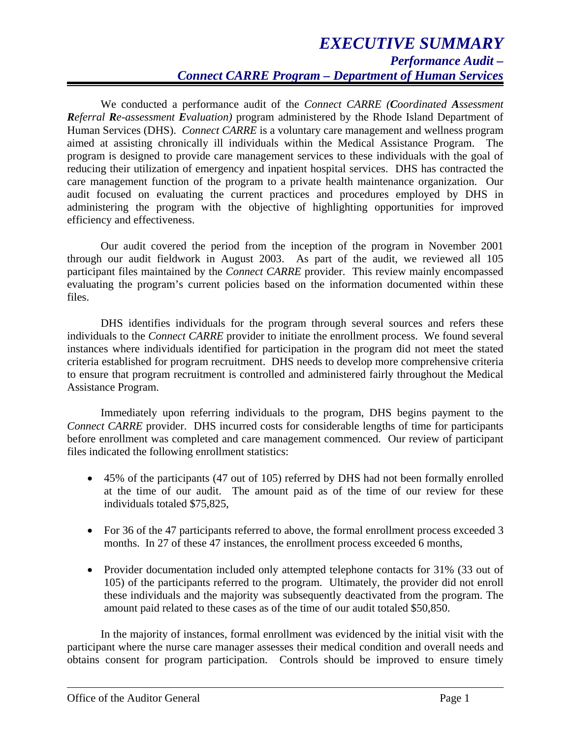# *EXECUTIVE SUMMARY*

## *Performance Audit – Connect CARRE Program – Department of Human Services*

We conducted a performance audit of the *Connect CARRE (**C**oordinated **A**ssessment **R**eferral **R**e-assessment **E**valuation)* program administered by the Rhode Island Department of Human Services (DHS). *Connect CARRE* is a voluntary care management and wellness program aimed at assisting chronically ill individuals within the Medical Assistance Program. The program is designed to provide care management services to these individuals with the goal of reducing their utilization of emergency and inpatient hospital services. DHS has contracted the care management function of the program to a private health maintenance organization. Our audit focused on evaluating the current practices and procedures employed by DHS in administering the program with the objective of highlighting opportunities for improved efficiency and effectiveness.

Our audit covered the period from the inception of the program in November 2001 through our audit fieldwork in August 2003. As part of the audit, we reviewed all 105 participant files maintained by the *Connect CARRE* provider. This review mainly encompassed evaluating the program's current policies based on the information documented within these files.

DHS identifies individuals for the program through several sources and refers these individuals to the *Connect CARRE* provider to initiate the enrollment process. We found several instances where individuals identified for participation in the program did not meet the stated criteria established for program recruitment. DHS needs to develop more comprehensive criteria to ensure that program recruitment is controlled and administered fairly throughout the Medical Assistance Program.

Immediately upon referring individuals to the program, DHS begins payment to the *Connect CARRE* provider. DHS incurred costs for considerable lengths of time for participants before enrollment was completed and care management commenced. Our review of participant files indicated the following enrollment statistics:

- 45% of the participants (47 out of 105) referred by DHS had not been formally enrolled at the time of our audit. The amount paid as of the time of our review for these individuals totaled $75,825,
- For 36 of the 47 participants referred to above, the formal enrollment process exceeded 3 months. In 27 of these 47 instances, the enrollment process exceeded 6 months,
- Provider documentation included only attempted telephone contacts for 31% (33 out of 105) of the participants referred to the program. Ultimately, the provider did not enroll these individuals and the majority was subsequently deactivated from the program. The amount paid related to these cases as of the time of our audit totaled $50,850.

In the majority of instances, formal enrollment was evidenced by the initial visit with the participant where the nurse care manager assesses their medical condition and overall needs and obtains consent for program participation. Controls should be improved to ensure timely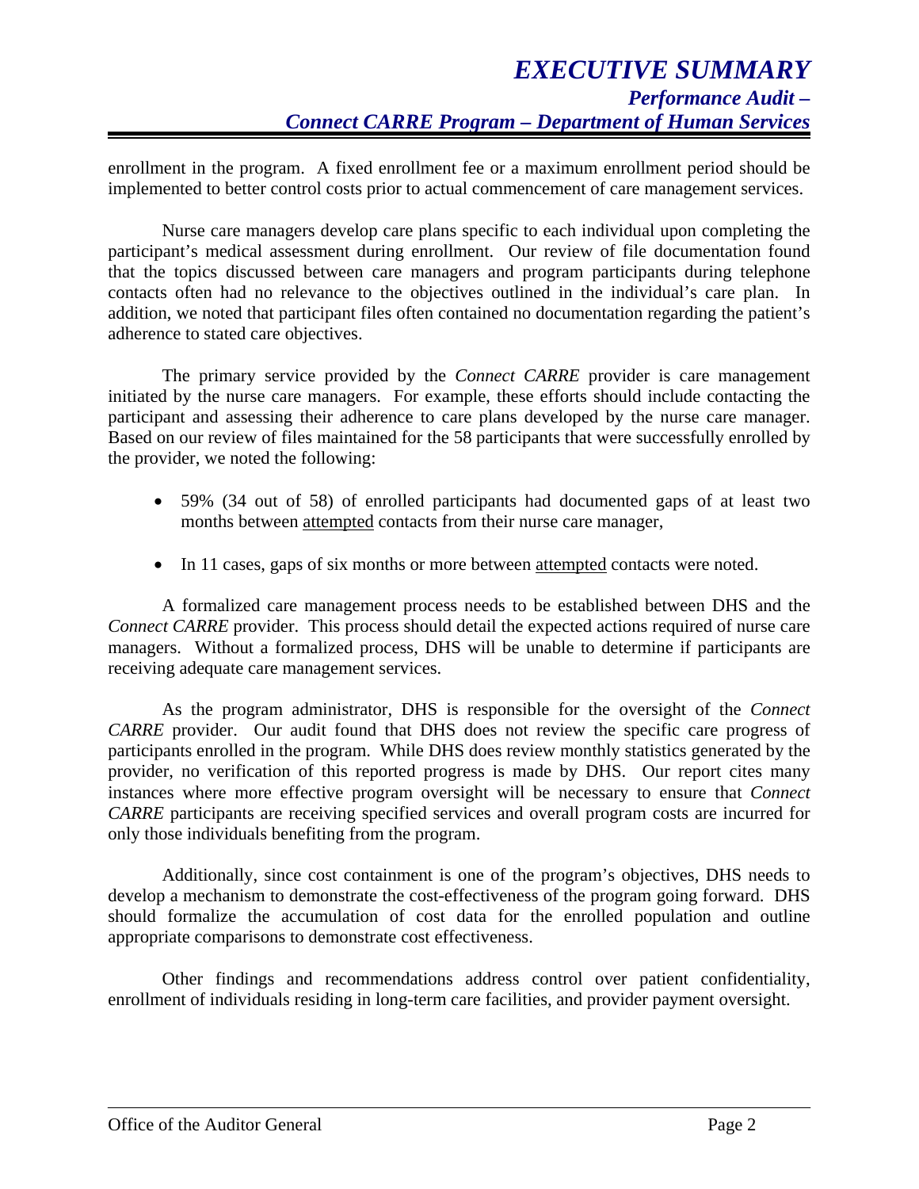enrollment in the program. A fixed enrollment fee or a maximum enrollment period should be implemented to better control costs prior to actual commencement of care management services.

Nurse care managers develop care plans specific to each individual upon completing the participant's medical assessment during enrollment. Our review of file documentation found that the topics discussed between care managers and program participants during telephone contacts often had no relevance to the objectives outlined in the individual's care plan. In addition, we noted that participant files often contained no documentation regarding the patient's adherence to stated care objectives.

The primary service provided by the *Connect CARRE* provider is care management initiated by the nurse care managers. For example, these efforts should include contacting the participant and assessing their adherence to care plans developed by the nurse care manager. Based on our review of files maintained for the 58 participants that were successfully enrolled by the provider, we noted the following:

- 59% (34 out of 58) of enrolled participants had documented gaps of at least two months between <u>attempted</u> contacts from their nurse care manager,
- In 11 cases, gaps of six months or more between <u>attempted</u> contacts were noted.

A formalized care management process needs to be established between DHS and the *Connect CARRE* provider. This process should detail the expected actions required of nurse care managers. Without a formalized process, DHS will be unable to determine if participants are receiving adequate care management services.

As the program administrator, DHS is responsible for the oversight of the *Connect CARRE* provider. Our audit found that DHS does not review the specific care progress of participants enrolled in the program. While DHS does review monthly statistics generated by the provider, no verification of this reported progress is made by DHS. Our report cites many instances where more effective program oversight will be necessary to ensure that *Connect CARRE* participants are receiving specified services and overall program costs are incurred for only those individuals benefiting from the program.

Additionally, since cost containment is one of the program's objectives, DHS needs to develop a mechanism to demonstrate the cost-effectiveness of the program going forward. DHS should formalize the accumulation of cost data for the enrolled population and outline appropriate comparisons to demonstrate cost effectiveness.

Other findings and recommendations address control over patient confidentiality, enrollment of individuals residing in long-term care facilities, and provider payment oversight.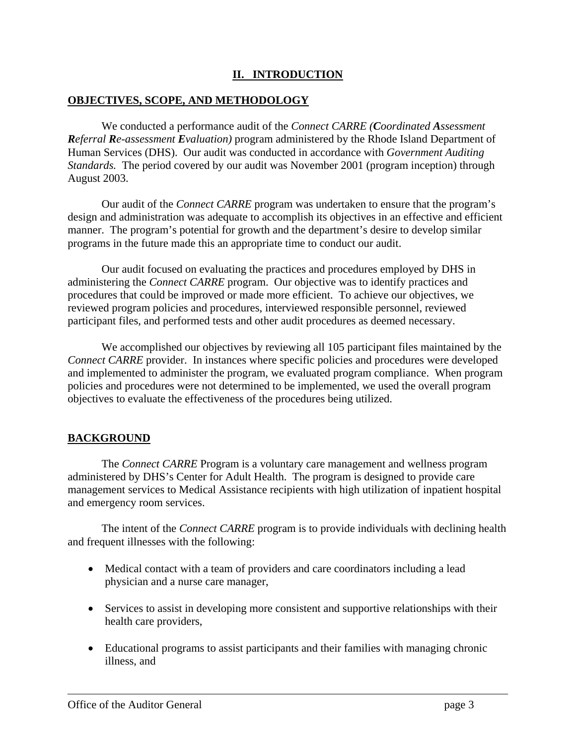## II. INTRODUCTION

### OBJECTIVES, SCOPE, AND METHODOLOGY

We conducted a performance audit of the *Connect CARRE (**C**oordinated **A**ssessment **R**eferral **R**e-assessment **E**valuation)* program administered by the Rhode Island Department of Human Services (DHS). Our audit was conducted in accordance with *Government Auditing Standards.* The period covered by our audit was November 2001 (program inception) through August 2003.

Our audit of the *Connect CARRE* program was undertaken to ensure that the program's design and administration was adequate to accomplish its objectives in an effective and efficient manner. The program's potential for growth and the department's desire to develop similar programs in the future made this an appropriate time to conduct our audit.

Our audit focused on evaluating the practices and procedures employed by DHS in administering the *Connect CARRE* program. Our objective was to identify practices and procedures that could be improved or made more efficient. To achieve our objectives, we reviewed program policies and procedures, interviewed responsible personnel, reviewed participant files, and performed tests and other audit procedures as deemed necessary.

We accomplished our objectives by reviewing all 105 participant files maintained by the *Connect CARRE* provider. In instances where specific policies and procedures were developed and implemented to administer the program, we evaluated program compliance. When program policies and procedures were not determined to be implemented, we used the overall program objectives to evaluate the effectiveness of the procedures being utilized.

### BACKGROUND

The *Connect CARRE* Program is a voluntary care management and wellness program administered by DHS's Center for Adult Health. The program is designed to provide care management services to Medical Assistance recipients with high utilization of inpatient hospital and emergency room services.

The intent of the *Connect CARRE* program is to provide individuals with declining health and frequent illnesses with the following:

- Medical contact with a team of providers and care coordinators including a lead physician and a nurse care manager,
- Services to assist in developing more consistent and supportive relationships with their health care providers,
- Educational programs to assist participants and their families with managing chronic illness, and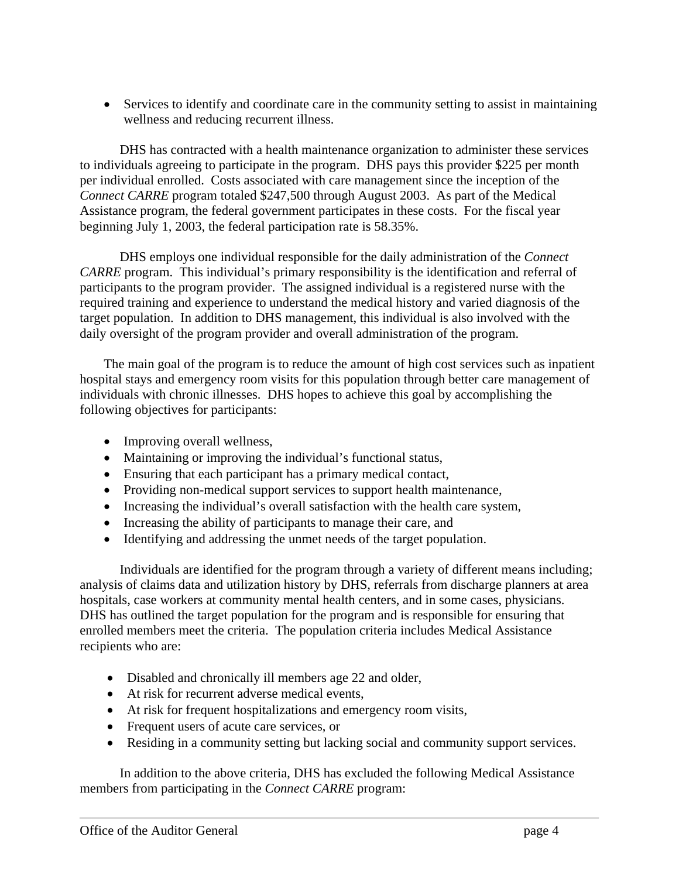- Services to identify and coordinate care in the community setting to assist in maintaining wellness and reducing recurrent illness.

DHS has contracted with a health maintenance organization to administer these services to individuals agreeing to participate in the program. DHS pays this provider $225 per month per individual enrolled. Costs associated with care management since the inception of the *Connect CARRE* program totaled $247,500 through August 2003. As part of the Medical Assistance program, the federal government participates in these costs. For the fiscal year beginning July 1, 2003, the federal participation rate is 58.35%.

DHS employs one individual responsible for the daily administration of the *Connect CARRE* program. This individual's primary responsibility is the identification and referral of participants to the program provider. The assigned individual is a registered nurse with the required training and experience to understand the medical history and varied diagnosis of the target population. In addition to DHS management, this individual is also involved with the daily oversight of the program provider and overall administration of the program.

The main goal of the program is to reduce the amount of high cost services such as inpatient hospital stays and emergency room visits for this population through better care management of individuals with chronic illnesses. DHS hopes to achieve this goal by accomplishing the following objectives for participants:

- Improving overall wellness,
- Maintaining or improving the individual's functional status,
- Ensuring that each participant has a primary medical contact,
- Providing non-medical support services to support health maintenance,
- Increasing the individual's overall satisfaction with the health care system,
- Increasing the ability of participants to manage their care, and
- Identifying and addressing the unmet needs of the target population.

Individuals are identified for the program through a variety of different means including; analysis of claims data and utilization history by DHS, referrals from discharge planners at area hospitals, case workers at community mental health centers, and in some cases, physicians. DHS has outlined the target population for the program and is responsible for ensuring that enrolled members meet the criteria. The population criteria includes Medical Assistance recipients who are:

- Disabled and chronically ill members age 22 and older,
- At risk for recurrent adverse medical events,
- At risk for frequent hospitalizations and emergency room visits,
- Frequent users of acute care services, or
- Residing in a community setting but lacking social and community support services.

In addition to the above criteria, DHS has excluded the following Medical Assistance members from participating in the *Connect CARRE* program: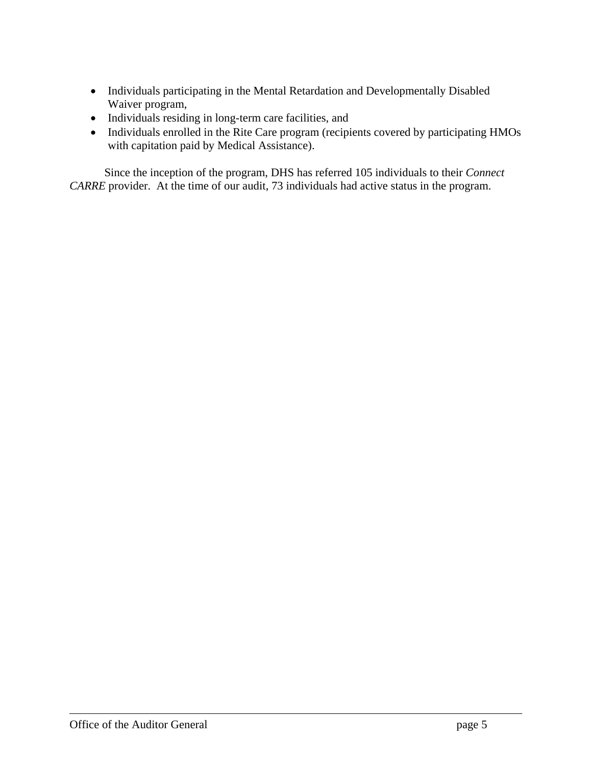- Individuals participating in the Mental Retardation and Developmentally Disabled Waiver program,
- Individuals residing in long-term care facilities, and
- Individuals enrolled in the Rite Care program (recipients covered by participating HMOs with capitation paid by Medical Assistance).

Since the inception of the program, DHS has referred 105 individuals to their *Connect CARRE* provider. At the time of our audit, 73 individuals had active status in the program.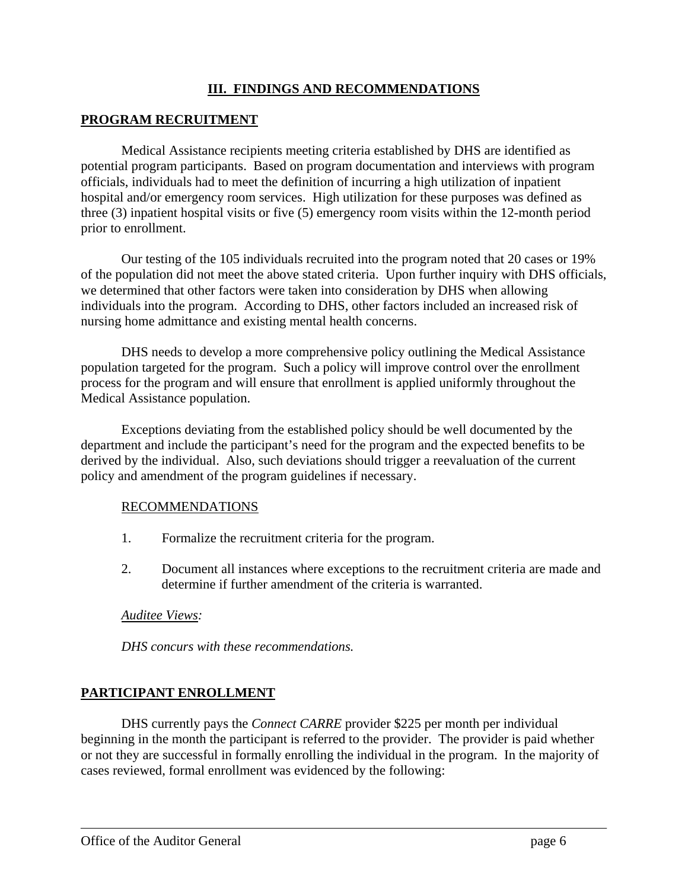# III. FINDINGS AND RECOMMENDATIONS

## PROGRAM RECRUITMENT

Medical Assistance recipients meeting criteria established by DHS are identified as potential program participants. Based on program documentation and interviews with program officials, individuals had to meet the definition of incurring a high utilization of inpatient hospital and/or emergency room services. High utilization for these purposes was defined as three (3) inpatient hospital visits or five (5) emergency room visits within the 12-month period prior to enrollment.

Our testing of the 105 individuals recruited into the program noted that 20 cases or 19% of the population did not meet the above stated criteria. Upon further inquiry with DHS officials, we determined that other factors were taken into consideration by DHS when allowing individuals into the program. According to DHS, other factors included an increased risk of nursing home admittance and existing mental health concerns.

DHS needs to develop a more comprehensive policy outlining the Medical Assistance population targeted for the program. Such a policy will improve control over the enrollment process for the program and will ensure that enrollment is applied uniformly throughout the Medical Assistance population.

Exceptions deviating from the established policy should be well documented by the department and include the participant's need for the program and the expected benefits to be derived by the individual. Also, such deviations should trigger a reevaluation of the current policy and amendment of the program guidelines if necessary.

RECOMMENDATIONS

1. Formalize the recruitment criteria for the program.
2. Document all instances where exceptions to the recruitment criteria are made and determine if further amendment of the criteria is warranted.

*Auditee Views:*

*DHS concurs with these recommendations.*

## PARTICIPANT ENROLLMENT

DHS currently pays the *Connect CARRE* provider $225 per month per individual beginning in the month the participant is referred to the provider. The provider is paid whether or not they are successful in formally enrolling the individual in the program. In the majority of cases reviewed, formal enrollment was evidenced by the following: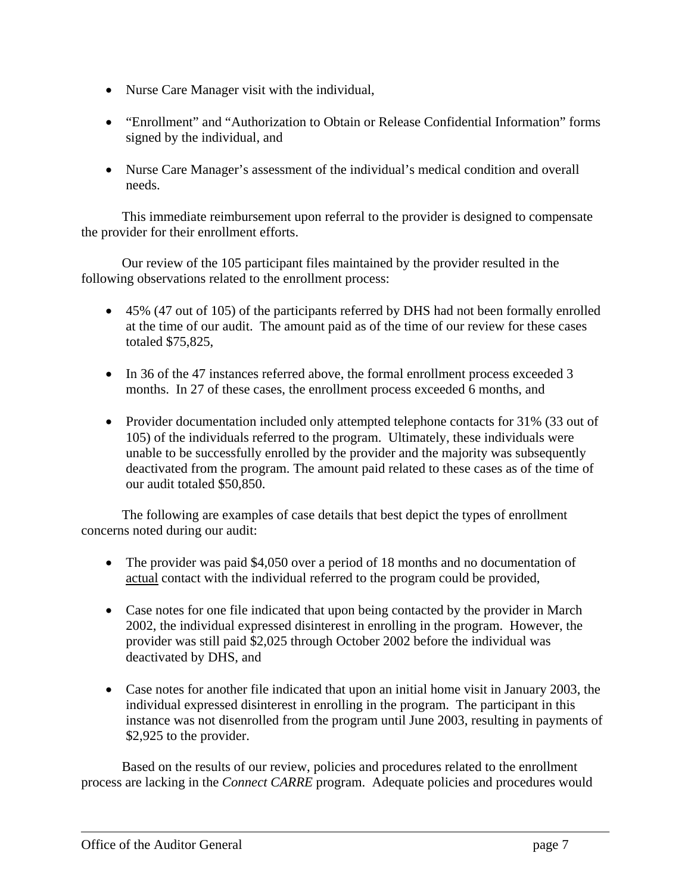- Nurse Care Manager visit with the individual,

- "Enrollment" and "Authorization to Obtain or Release Confidential Information" forms signed by the individual, and

- Nurse Care Manager's assessment of the individual's medical condition and overall needs.

This immediate reimbursement upon referral to the provider is designed to compensate the provider for their enrollment efforts.

Our review of the 105 participant files maintained by the provider resulted in the following observations related to the enrollment process:

- 45% (47 out of 105) of the participants referred by DHS had not been formally enrolled at the time of our audit. The amount paid as of the time of our review for these cases totaled $75,825,

- In 36 of the 47 instances referred above, the formal enrollment process exceeded 3 months. In 27 of these cases, the enrollment process exceeded 6 months, and

- Provider documentation included only attempted telephone contacts for 31% (33 out of 105) of the individuals referred to the program. Ultimately, these individuals were unable to be successfully enrolled by the provider and the majority was subsequently deactivated from the program. The amount paid related to these cases as of the time of our audit totaled $50,850.

The following are examples of case details that best depict the types of enrollment concerns noted during our audit:

- The provider was paid $4,050 over a period of 18 months and no documentation of <u>actual</u> contact with the individual referred to the program could be provided,

- Case notes for one file indicated that upon being contacted by the provider in March 2002, the individual expressed disinterest in enrolling in the program. However, the provider was still paid $2,025 through October 2002 before the individual was deactivated by DHS, and

- Case notes for another file indicated that upon an initial home visit in January 2003, the individual expressed disinterest in enrolling in the program. The participant in this instance was not disenrolled from the program until June 2003, resulting in payments of $2,925 to the provider.

Based on the results of our review, policies and procedures related to the enrollment process are lacking in the *Connect CARRE* program. Adequate policies and procedures would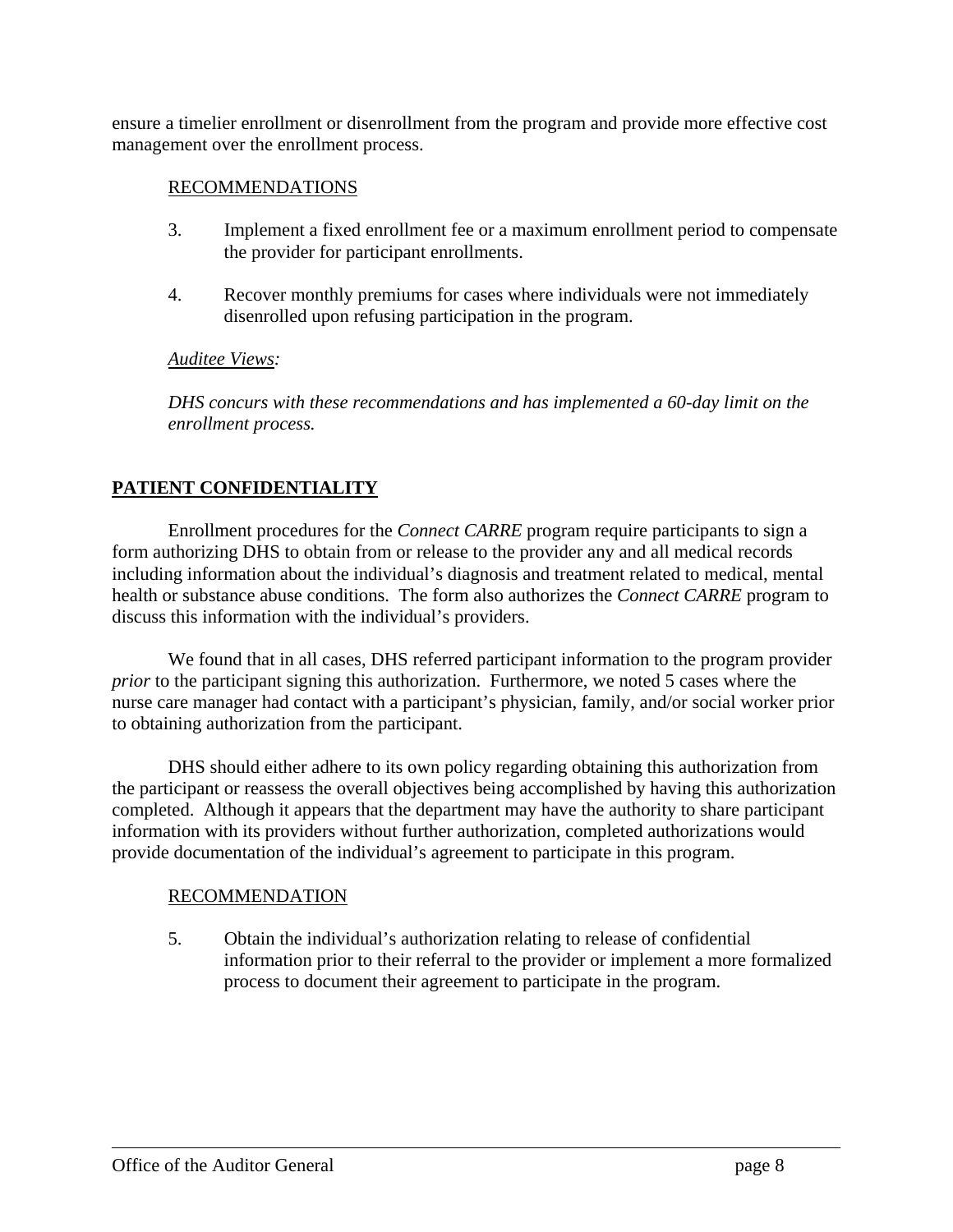ensure a timelier enrollment or disenrollment from the program and provide more effective cost management over the enrollment process.

RECOMMENDATIONS

3. Implement a fixed enrollment fee or a maximum enrollment period to compensate the provider for participant enrollments.

4. Recover monthly premiums for cases where individuals were not immediately disenrolled upon refusing participation in the program.

*Auditee Views:*

*DHS concurs with these recommendations and has implemented a 60-day limit on the enrollment process.*

## PATIENT CONFIDENTIALITY

Enrollment procedures for the *Connect CARRE* program require participants to sign a form authorizing DHS to obtain from or release to the provider any and all medical records including information about the individual's diagnosis and treatment related to medical, mental health or substance abuse conditions. The form also authorizes the *Connect CARRE* program to discuss this information with the individual's providers.

We found that in all cases, DHS referred participant information to the program provider *prior* to the participant signing this authorization. Furthermore, we noted 5 cases where the nurse care manager had contact with a participant's physician, family, and/or social worker prior to obtaining authorization from the participant.

DHS should either adhere to its own policy regarding obtaining this authorization from the participant or reassess the overall objectives being accomplished by having this authorization completed. Although it appears that the department may have the authority to share participant information with its providers without further authorization, completed authorizations would provide documentation of the individual's agreement to participate in this program.

RECOMMENDATION

5. Obtain the individual's authorization relating to release of confidential information prior to their referral to the provider or implement a more formalized process to document their agreement to participate in the program.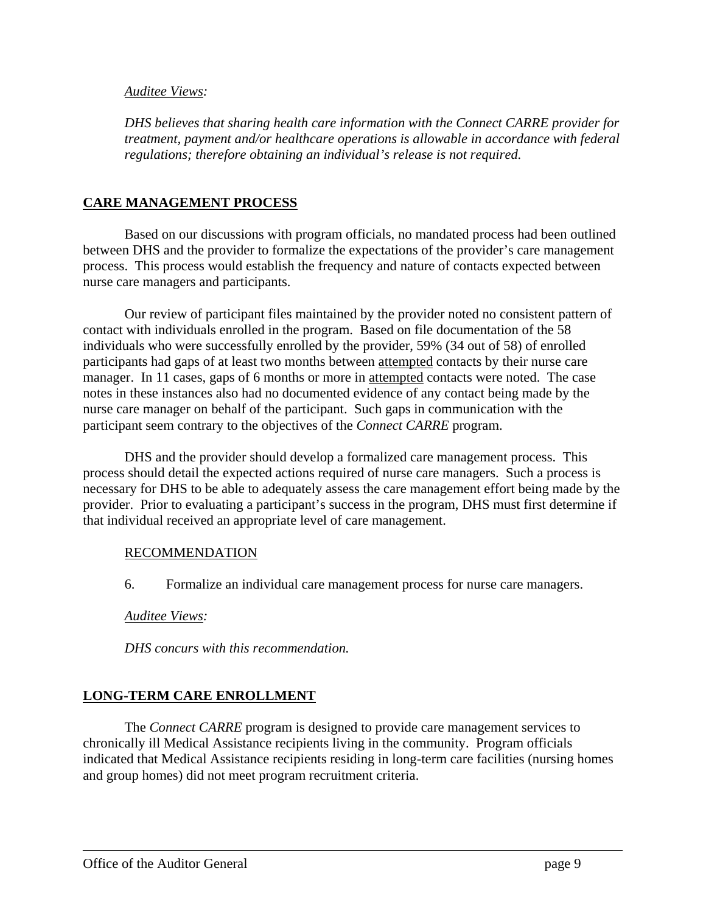*Auditee Views:*

*DHS believes that sharing health care information with the Connect CARRE provider for treatment, payment and/or healthcare operations is allowable in accordance with federal regulations; therefore obtaining an individual's release is not required.*

## CARE MANAGEMENT PROCESS

Based on our discussions with program officials, no mandated process had been outlined between DHS and the provider to formalize the expectations of the provider's care management process. This process would establish the frequency and nature of contacts expected between nurse care managers and participants.

Our review of participant files maintained by the provider noted no consistent pattern of contact with individuals enrolled in the program. Based on file documentation of the 58 individuals who were successfully enrolled by the provider, 59% (34 out of 58) of enrolled participants had gaps of at least two months between <u>attempted</u> contacts by their nurse care manager. In 11 cases, gaps of 6 months or more in <u>attempted</u> contacts were noted. The case notes in these instances also had no documented evidence of any contact being made by the nurse care manager on behalf of the participant. Such gaps in communication with the participant seem contrary to the objectives of the *Connect CARRE* program.

DHS and the provider should develop a formalized care management process. This process should detail the expected actions required of nurse care managers. Such a process is necessary for DHS to be able to adequately assess the care management effort being made by the provider. Prior to evaluating a participant's success in the program, DHS must first determine if that individual received an appropriate level of care management.

RECOMMENDATION

6. Formalize an individual care management process for nurse care managers.

*Auditee Views:*

*DHS concurs with this recommendation.*

## LONG-TERM CARE ENROLLMENT

The *Connect CARRE* program is designed to provide care management services to chronically ill Medical Assistance recipients living in the community. Program officials indicated that Medical Assistance recipients residing in long-term care facilities (nursing homes and group homes) did not meet program recruitment criteria.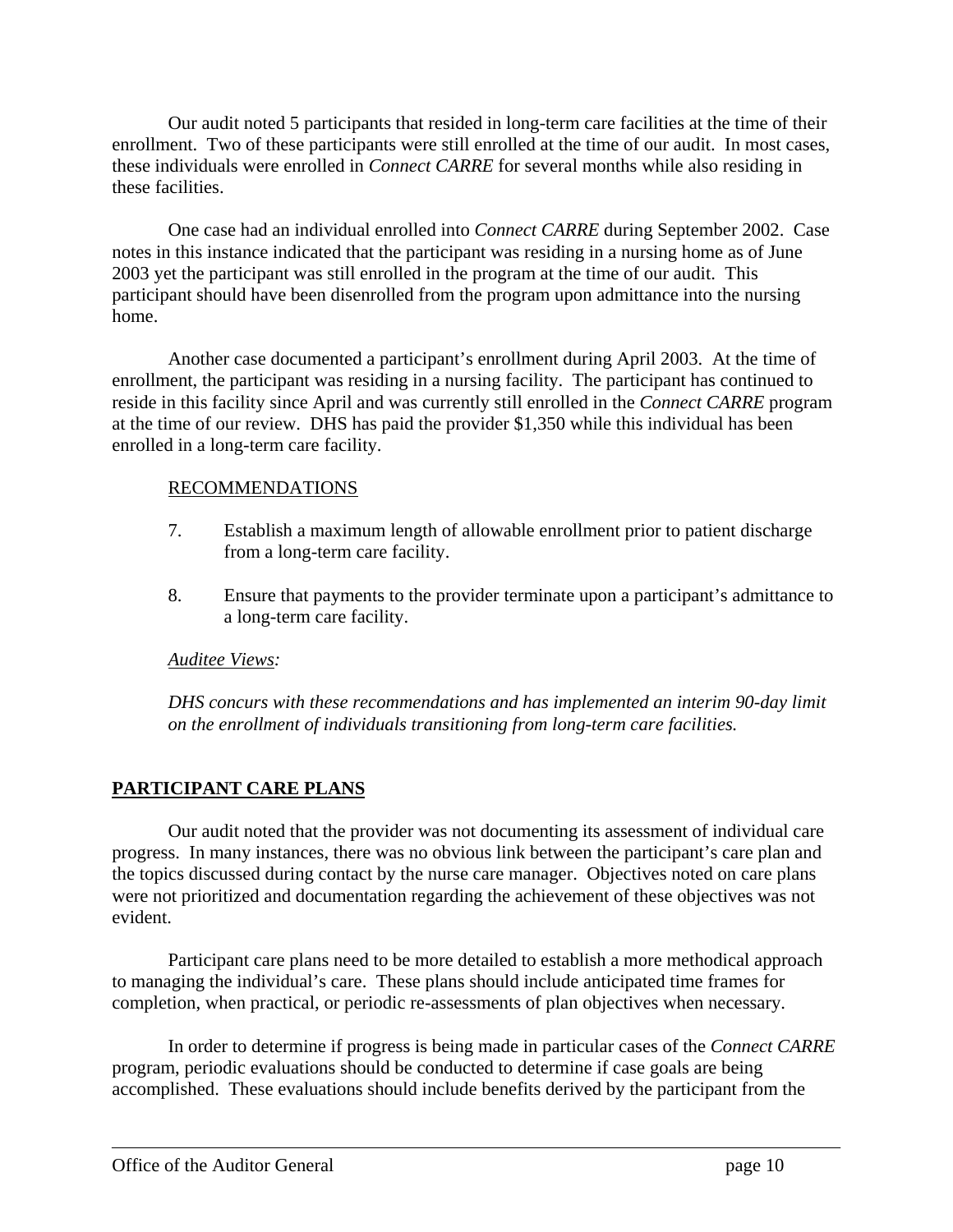Our audit noted 5 participants that resided in long-term care facilities at the time of their enrollment. Two of these participants were still enrolled at the time of our audit. In most cases, these individuals were enrolled in *Connect CARRE* for several months while also residing in these facilities.

One case had an individual enrolled into *Connect CARRE* during September 2002. Case notes in this instance indicated that the participant was residing in a nursing home as of June 2003 yet the participant was still enrolled in the program at the time of our audit. This participant should have been disenrolled from the program upon admittance into the nursing home.

Another case documented a participant's enrollment during April 2003. At the time of enrollment, the participant was residing in a nursing facility. The participant has continued to reside in this facility since April and was currently still enrolled in the *Connect CARRE* program at the time of our review. DHS has paid the provider $1,350 while this individual has been enrolled in a long-term care facility.

<u>RECOMMENDATIONS</u>

7. Establish a maximum length of allowable enrollment prior to patient discharge from a long-term care facility.

8. Ensure that payments to the provider terminate upon a participant's admittance to a long-term care facility.

*<u>Auditee Views</u>:*

*DHS concurs with these recommendations and has implemented an interim 90-day limit on the enrollment of individuals transitioning from long-term care facilities.*

## PARTICIPANT CARE PLANS

Our audit noted that the provider was not documenting its assessment of individual care progress. In many instances, there was no obvious link between the participant's care plan and the topics discussed during contact by the nurse care manager. Objectives noted on care plans were not prioritized and documentation regarding the achievement of these objectives was not evident.

Participant care plans need to be more detailed to establish a more methodical approach to managing the individual's care. These plans should include anticipated time frames for completion, when practical, or periodic re-assessments of plan objectives when necessary.

In order to determine if progress is being made in particular cases of the *Connect CARRE* program, periodic evaluations should be conducted to determine if case goals are being accomplished. These evaluations should include benefits derived by the participant from the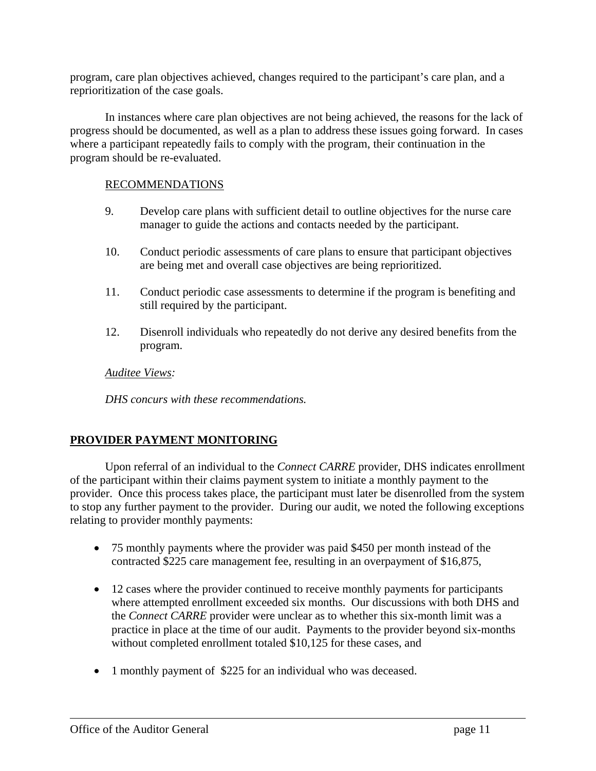program, care plan objectives achieved, changes required to the participant's care plan, and a reprioritization of the case goals.

In instances where care plan objectives are not being achieved, the reasons for the lack of progress should be documented, as well as a plan to address these issues going forward. In cases where a participant repeatedly fails to comply with the program, their continuation in the program should be re-evaluated.

RECOMMENDATIONS

9. Develop care plans with sufficient detail to outline objectives for the nurse care manager to guide the actions and contacts needed by the participant.

10. Conduct periodic assessments of care plans to ensure that participant objectives are being met and overall case objectives are being reprioritized.

11. Conduct periodic case assessments to determine if the program is benefiting and still required by the participant.

12. Disenroll individuals who repeatedly do not derive any desired benefits from the program.

*Auditee Views:*

*DHS concurs with these recommendations.*

## PROVIDER PAYMENT MONITORING

Upon referral of an individual to the *Connect CARRE* provider, DHS indicates enrollment of the participant within their claims payment system to initiate a monthly payment to the provider. Once this process takes place, the participant must later be disenrolled from the system to stop any further payment to the provider. During our audit, we noted the following exceptions relating to provider monthly payments:

- 75 monthly payments where the provider was paid $450 per month instead of the contracted $225 care management fee, resulting in an overpayment of $16,875,
- 12 cases where the provider continued to receive monthly payments for participants where attempted enrollment exceeded six months. Our discussions with both DHS and the *Connect CARRE* provider were unclear as to whether this six-month limit was a practice in place at the time of our audit. Payments to the provider beyond six-months without completed enrollment totaled $10,125 for these cases, and
- 1 monthly payment of $225 for an individual who was deceased.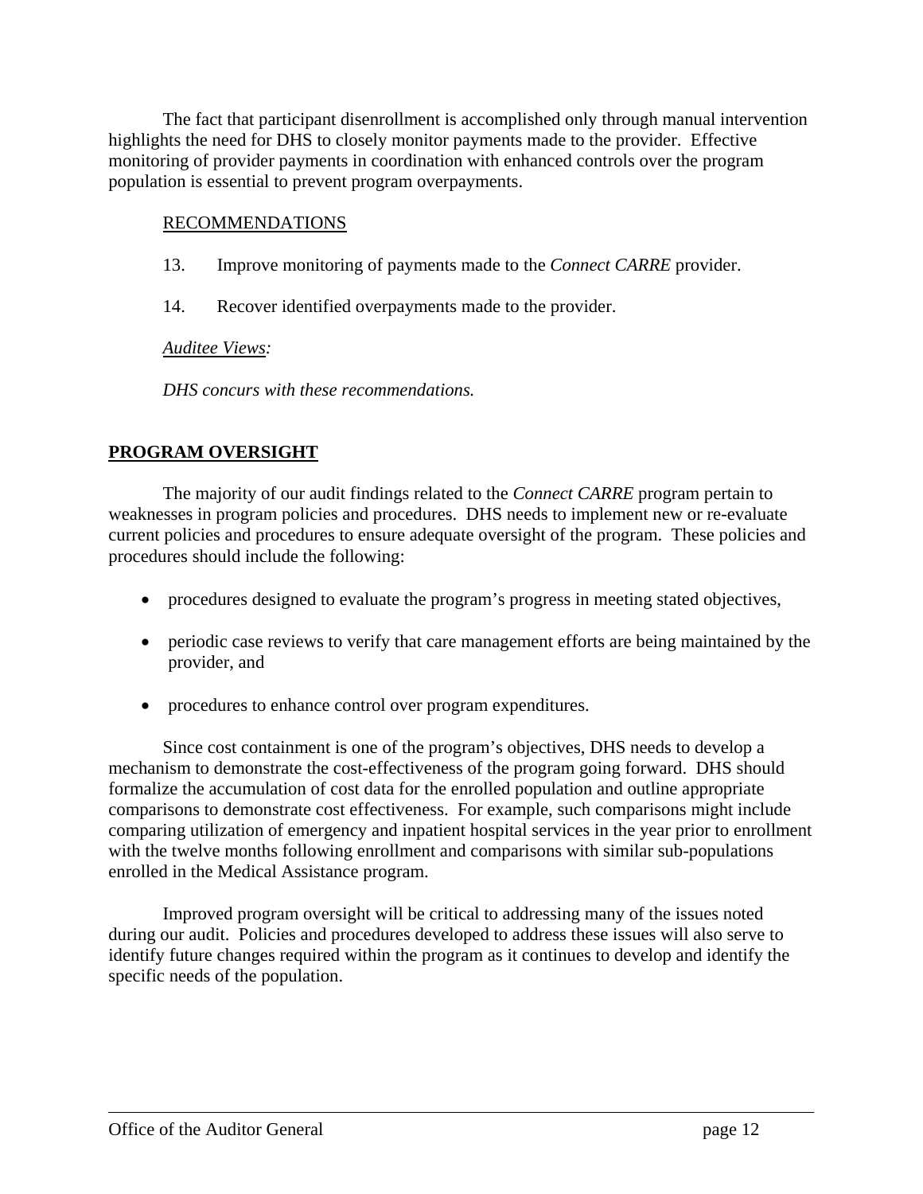The fact that participant disenrollment is accomplished only through manual intervention highlights the need for DHS to closely monitor payments made to the provider. Effective monitoring of provider payments in coordination with enhanced controls over the program population is essential to prevent program overpayments.

RECOMMENDATIONS

13. Improve monitoring of payments made to the *Connect CARRE* provider.

14. Recover identified overpayments made to the provider.

*Auditee Views:*

*DHS concurs with these recommendations.*

**PROGRAM OVERSIGHT**

The majority of our audit findings related to the *Connect CARRE* program pertain to weaknesses in program policies and procedures. DHS needs to implement new or re-evaluate current policies and procedures to ensure adequate oversight of the program. These policies and procedures should include the following:

- procedures designed to evaluate the program's progress in meeting stated objectives,
- periodic case reviews to verify that care management efforts are being maintained by the provider, and
- procedures to enhance control over program expenditures.

Since cost containment is one of the program's objectives, DHS needs to develop a mechanism to demonstrate the cost-effectiveness of the program going forward. DHS should formalize the accumulation of cost data for the enrolled population and outline appropriate comparisons to demonstrate cost effectiveness. For example, such comparisons might include comparing utilization of emergency and inpatient hospital services in the year prior to enrollment with the twelve months following enrollment and comparisons with similar sub-populations enrolled in the Medical Assistance program.

Improved program oversight will be critical to addressing many of the issues noted during our audit. Policies and procedures developed to address these issues will also serve to identify future changes required within the program as it continues to develop and identify the specific needs of the population.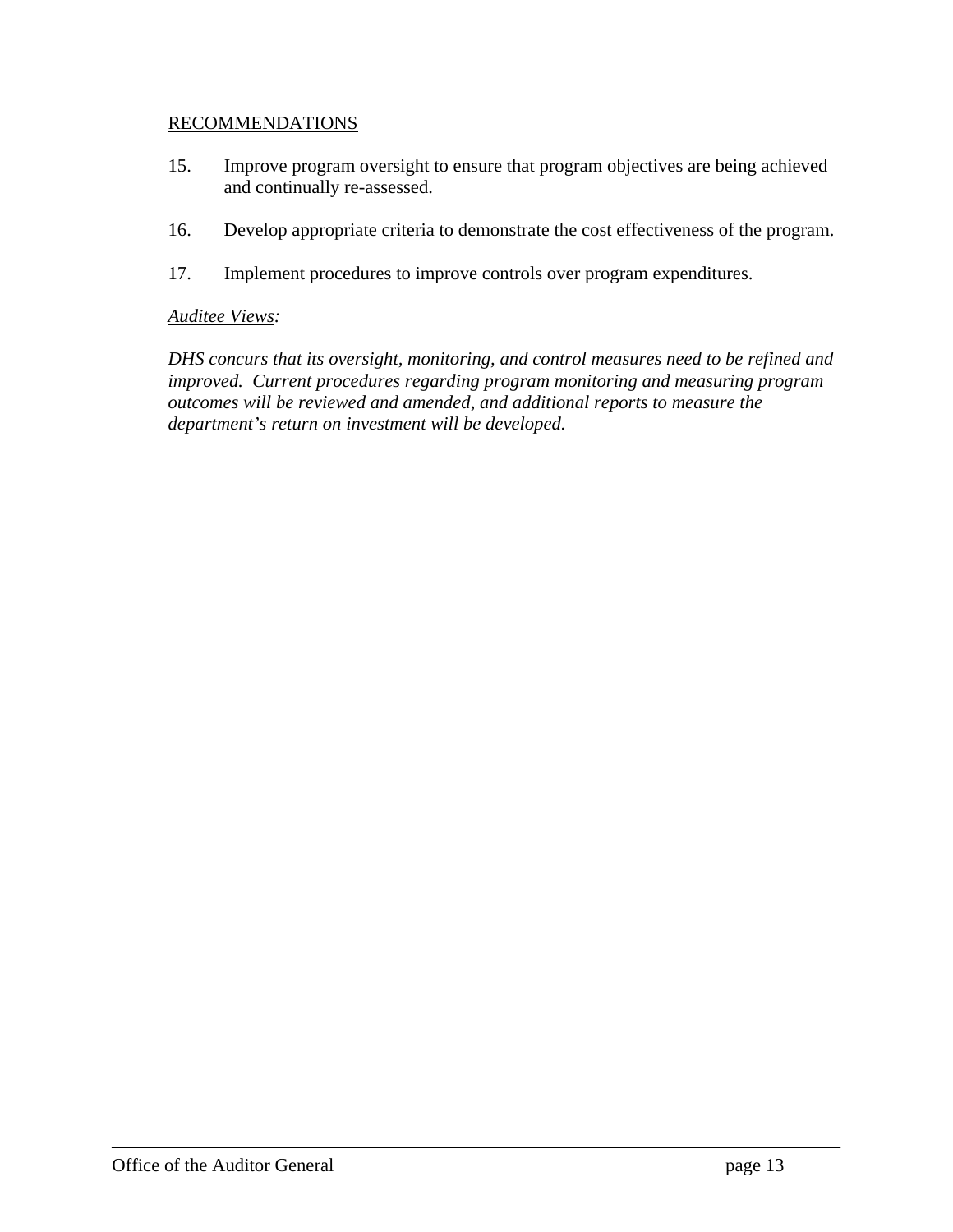RECOMMENDATIONS

15. Improve program oversight to ensure that program objectives are being achieved and continually re-assessed.

16. Develop appropriate criteria to demonstrate the cost effectiveness of the program.

17. Implement procedures to improve controls over program expenditures.

*Auditee Views:*

*DHS concurs that its oversight, monitoring, and control measures need to be refined and improved. Current procedures regarding program monitoring and measuring program outcomes will be reviewed and amended, and additional reports to measure the department's return on investment will be developed.*